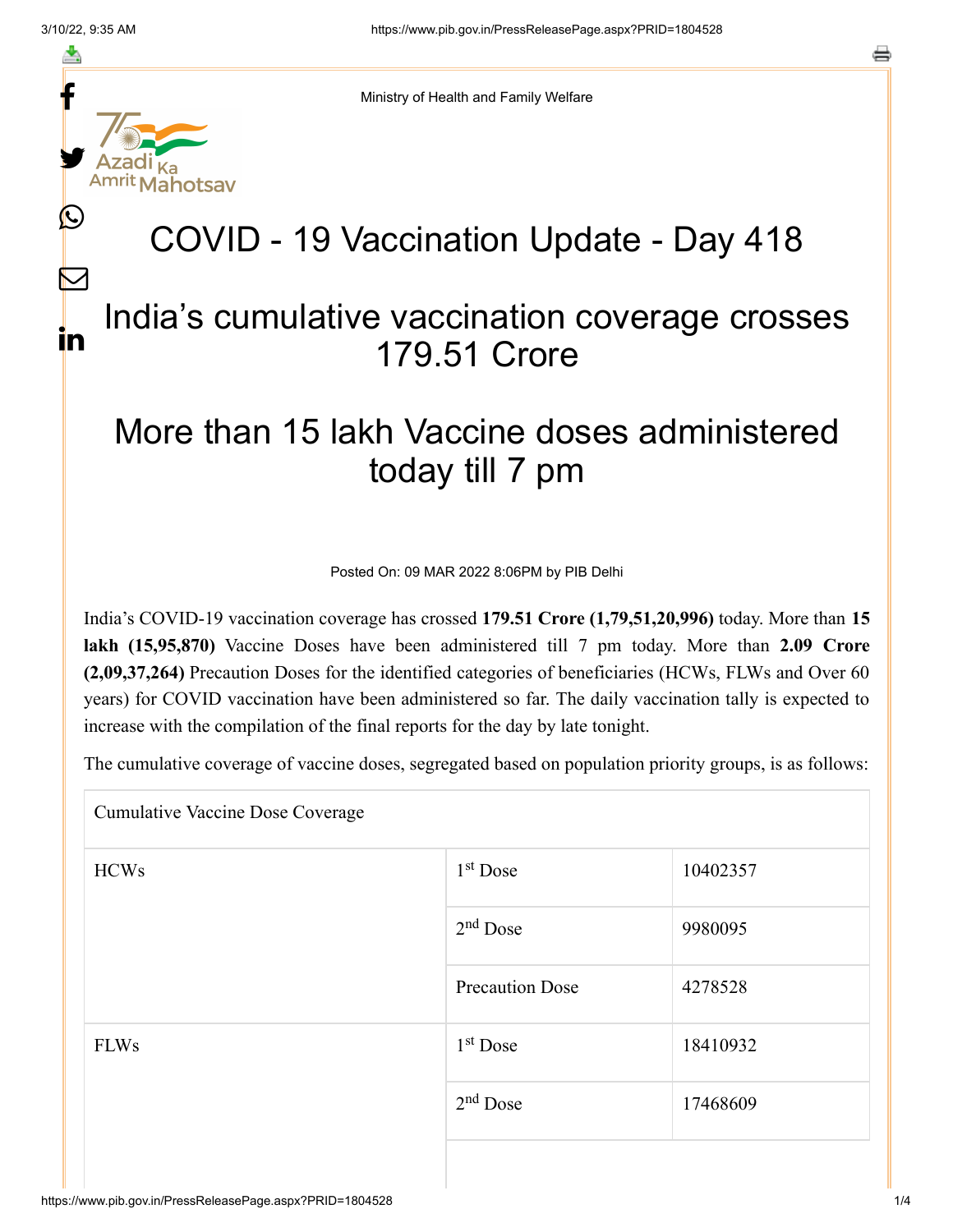Ministry of Health and Family Welfare

# COVID - 19 Vaccination Update - Day 418

## India's cumulative vaccination coverage crosses 179.51 Crore

## More than 15 lakh Vaccine doses administered today till 7 pm

Posted On: 09 MAR 2022 8:06PM by PIB Delhi

India's COVID-19 vaccination coverage has crossed **179.51 Crore (1,79,51,20,996)** today. More than **15 lakh (15,95,870)** Vaccine Doses have been administered till 7 pm today. More than **2.09 Crore (2,09,37,264)** Precaution Doses for the identified categories of beneficiaries (HCWs, FLWs and Over 60 years) for COVID vaccination have been administered so far. The daily vaccination tally is expected to increase with the compilation of the final reports for the day by late tonight.

The cumulative coverage of vaccine doses, segregated based on population priority groups, is as follows:

| Cumulative Vaccine Dose Coverage | | |
|---|---|---|
| HCWs | 1st Dose | 10402357 |
| | 2nd Dose | 9980095 |
| | Precaution Dose | 4278528 |
| FLWs | 1st Dose | 18410932 |
| | 2nd Dose | 17468609 |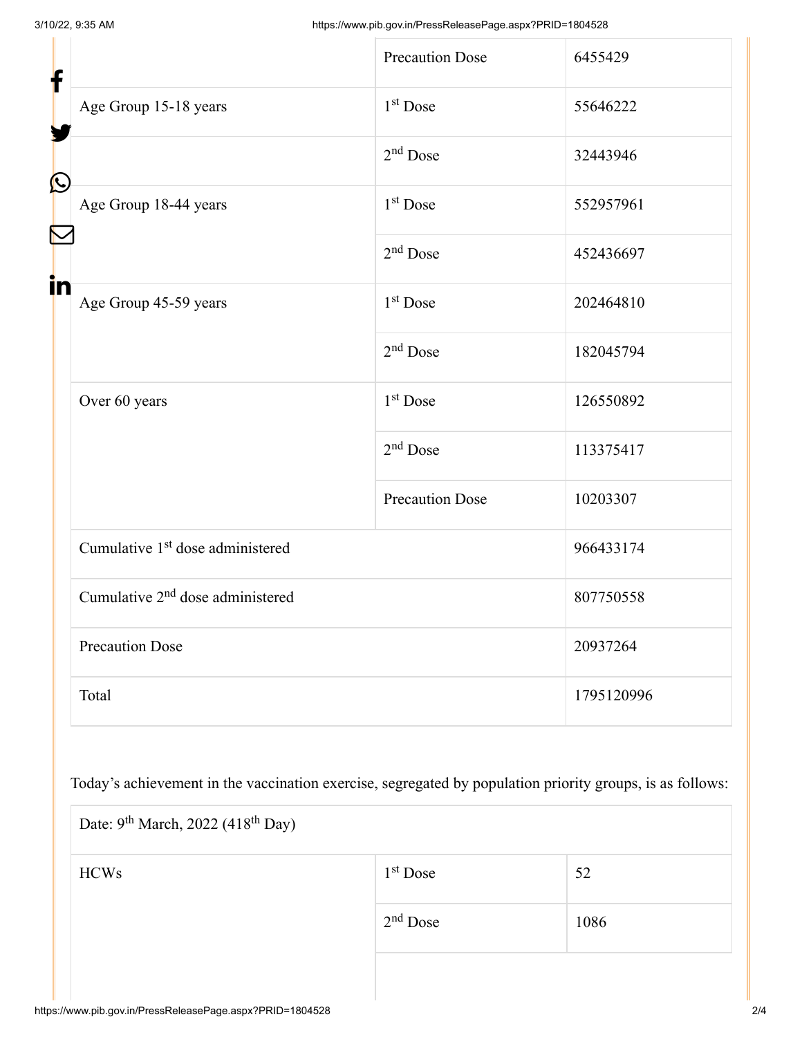| | | |
|---|---|---|
| | Precaution Dose | 6455429 |
| Age Group 15-18 years | 1st Dose | 55646222 |
| | 2nd Dose | 32443946 |
| Age Group 18-44 years | 1st Dose | 552957961 |
| | 2nd Dose | 452436697 |
| Age Group 45-59 years | 1st Dose | 202464810 |
| | 2nd Dose | 182045794 |
| Over 60 years | 1st Dose | 126550892 |
| | 2nd Dose | 113375417 |
| | Precaution Dose | 10203307 |
| Cumulative 1st dose administered | | 966433174 |
| Cumulative 2nd dose administered | | 807750558 |
| Precaution Dose | | 20937264 |
| Total | | 1795120996 |

Today's achievement in the vaccination exercise, segregated by population priority groups, is as follows:

| Date: 9th March, 2022 (418th Day) | | |
|---|---|---|
| HCWs | 1st Dose | 52 |
| | 2nd Dose | 1086 |
| | | |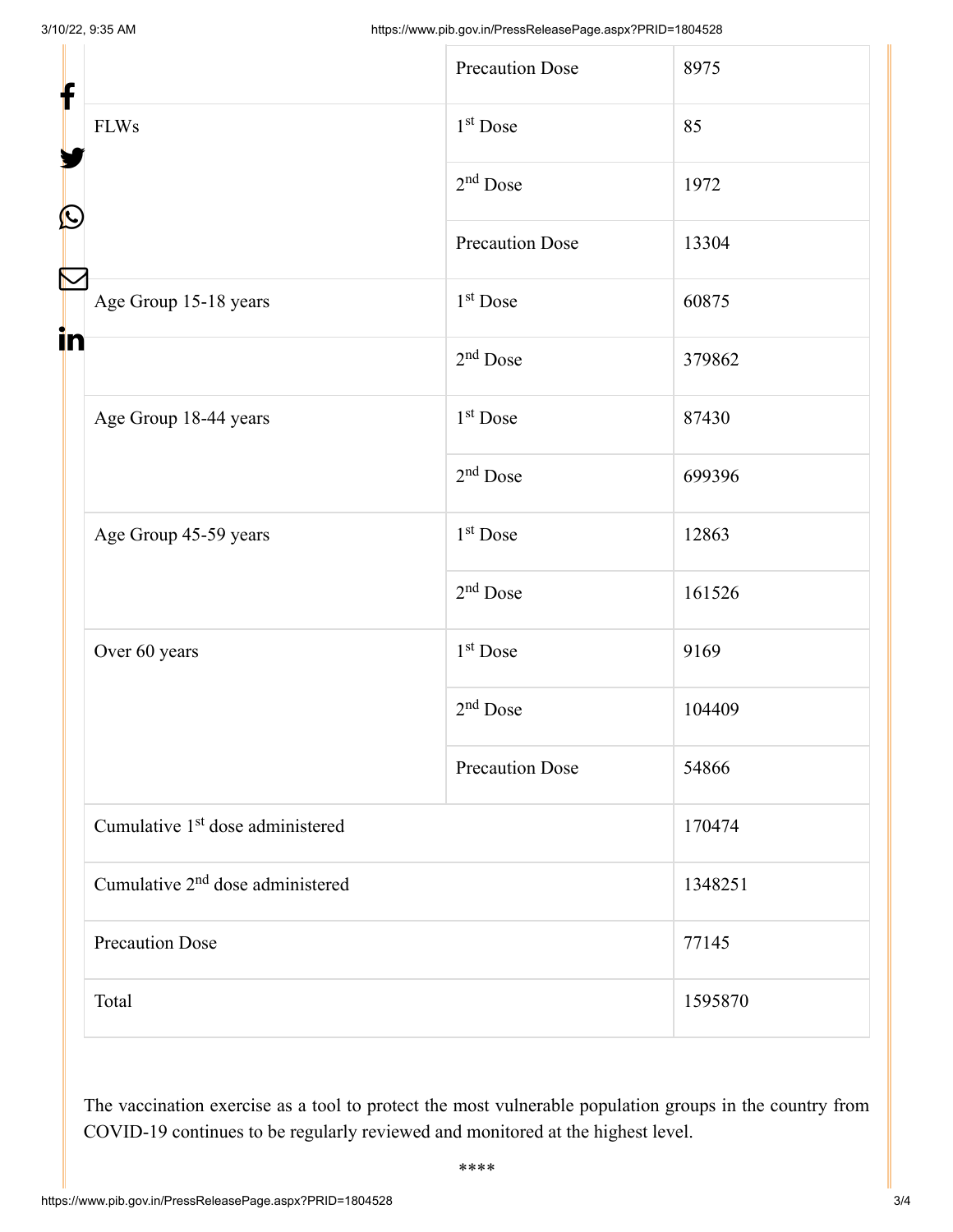| | | |
|---|---|---|
| | Precaution Dose | 8975 |
| FLWs | 1st Dose | 85 |
| | 2nd Dose | 1972 |
| | Precaution Dose | 13304 |
| Age Group 15-18 years | 1st Dose | 60875 |
| | 2nd Dose | 379862 |
| Age Group 18-44 years | 1st Dose | 87430 |
| | 2nd Dose | 699396 |
| Age Group 45-59 years | 1st Dose | 12863 |
| | 2nd Dose | 161526 |
| Over 60 years | 1st Dose | 9169 |
| | 2nd Dose | 104409 |
| | Precaution Dose | 54866 |
| Cumulative 1st dose administered | | 170474 |
| Cumulative 2nd dose administered | | 1348251 |
| Precaution Dose | | 77145 |
| Total | | 1595870 |

The vaccination exercise as a tool to protect the most vulnerable population groups in the country from COVID-19 continues to be regularly reviewed and monitored at the highest level.

****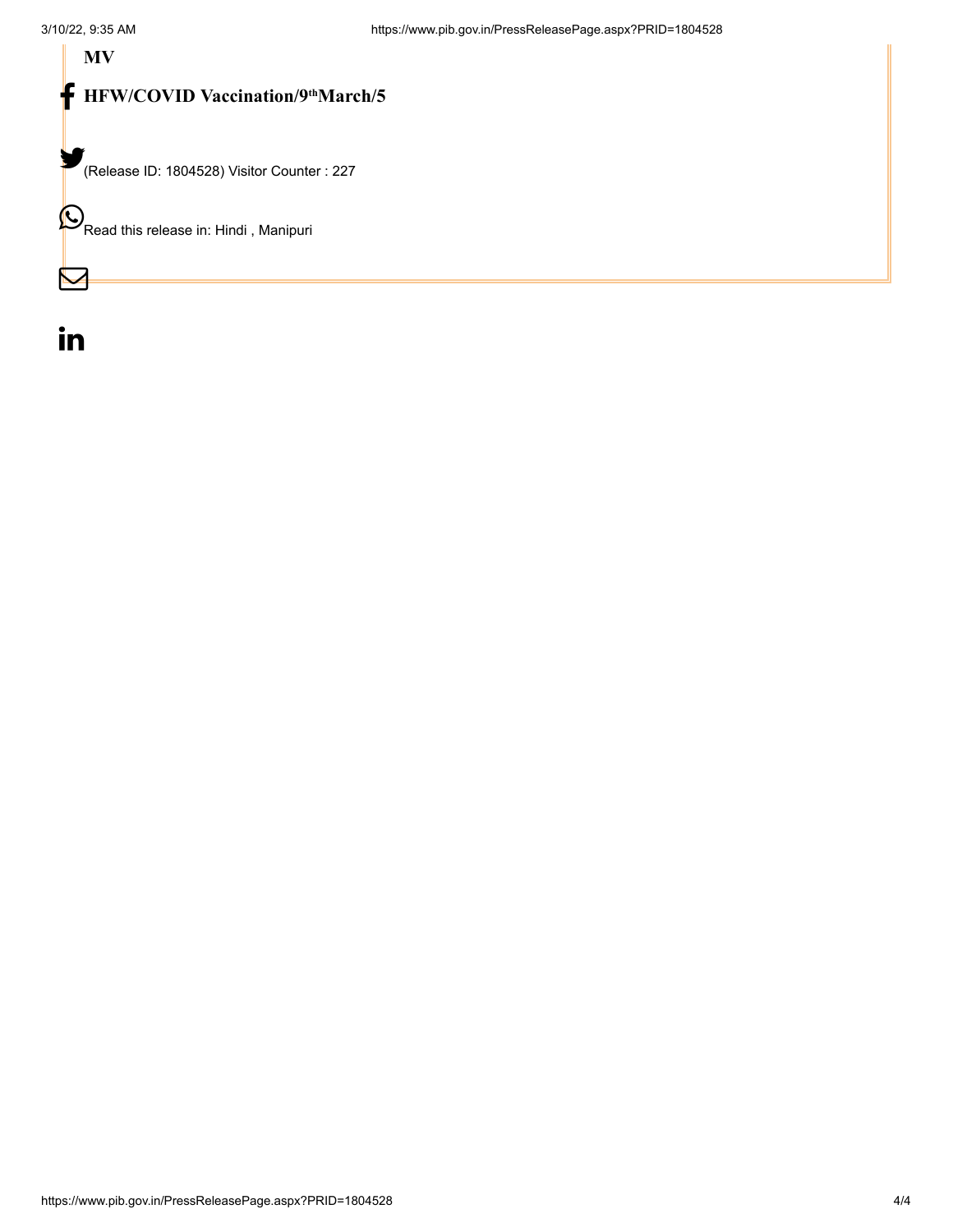**MV**

**HFW/COVID Vaccination/9thMarch/5**

(Release ID: 1804528) Visitor Counter : 227

Read this release in: Hindi , Manipuri